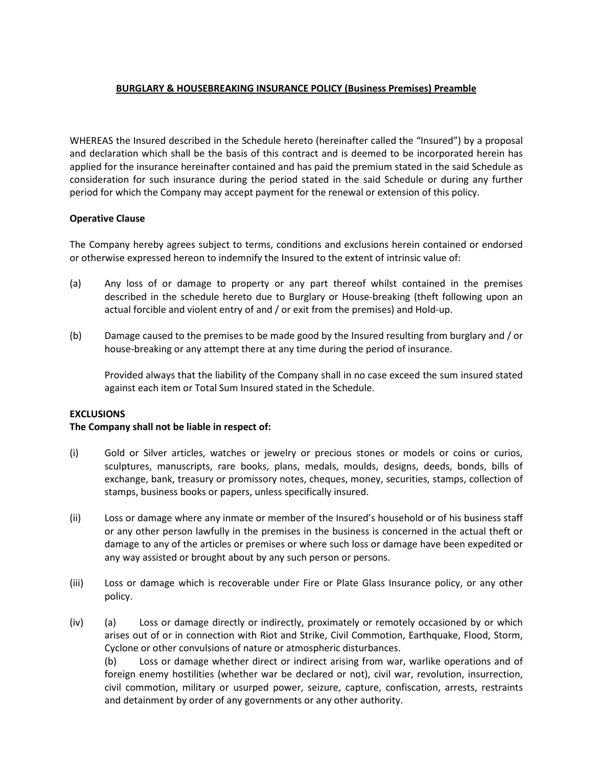# BURGLARY & HOUSEBREAKING INSURANCE POLICY (Business Premises) Preamble

WHEREAS the Insured described in the Schedule hereto (hereinafter called the "Insured") by a proposal and declaration which shall be the basis of this contract and is deemed to be incorporated herein has applied for the insurance hereinafter contained and has paid the premium stated in the said Schedule as consideration for such insurance during the period stated in the said Schedule or during any further period for which the Company may accept payment for the renewal or extension of this policy.

**Operative Clause**

The Company hereby agrees subject to terms, conditions and exclusions herein contained or endorsed or otherwise expressed hereon to indemnify the Insured to the extent of intrinsic value of:

(a) Any loss of or damage to property or any part thereof whilst contained in the premises described in the schedule hereto due to Burglary or House-breaking (theft following upon an actual forcible and violent entry of and / or exit from the premises) and Hold-up.

(b) Damage caused to the premises to be made good by the Insured resulting from burglary and / or house-breaking or any attempt there at any time during the period of insurance.

Provided always that the liability of the Company shall in no case exceed the sum insured stated against each item or Total Sum Insured stated in the Schedule.

**EXCLUSIONS**
**The Company shall not be liable in respect of:**

(i) Gold or Silver articles, watches or jewelry or precious stones or models or coins or curios, sculptures, manuscripts, rare books, plans, medals, moulds, designs, deeds, bonds, bills of exchange, bank, treasury or promissory notes, cheques, money, securities, stamps, collection of stamps, business books or papers, unless specifically insured.

(ii) Loss or damage where any inmate or member of the Insured's household or of his business staff or any other person lawfully in the premises in the business is concerned in the actual theft or damage to any of the articles or premises or where such loss or damage have been expedited or any way assisted or brought about by any such person or persons.

(iii) Loss or damage which is recoverable under Fire or Plate Glass Insurance policy, or any other policy.

(iv) (a) Loss or damage directly or indirectly, proximately or remotely occasioned by or which arises out of or in connection with Riot and Strike, Civil Commotion, Earthquake, Flood, Storm, Cyclone or other convulsions of nature or atmospheric disturbances.

(b) Loss or damage whether direct or indirect arising from war, warlike operations and of foreign enemy hostilities (whether war be declared or not), civil war, revolution, insurrection, civil commotion, military or usurped power, seizure, capture, confiscation, arrests, restraints and detainment by order of any governments or any other authority.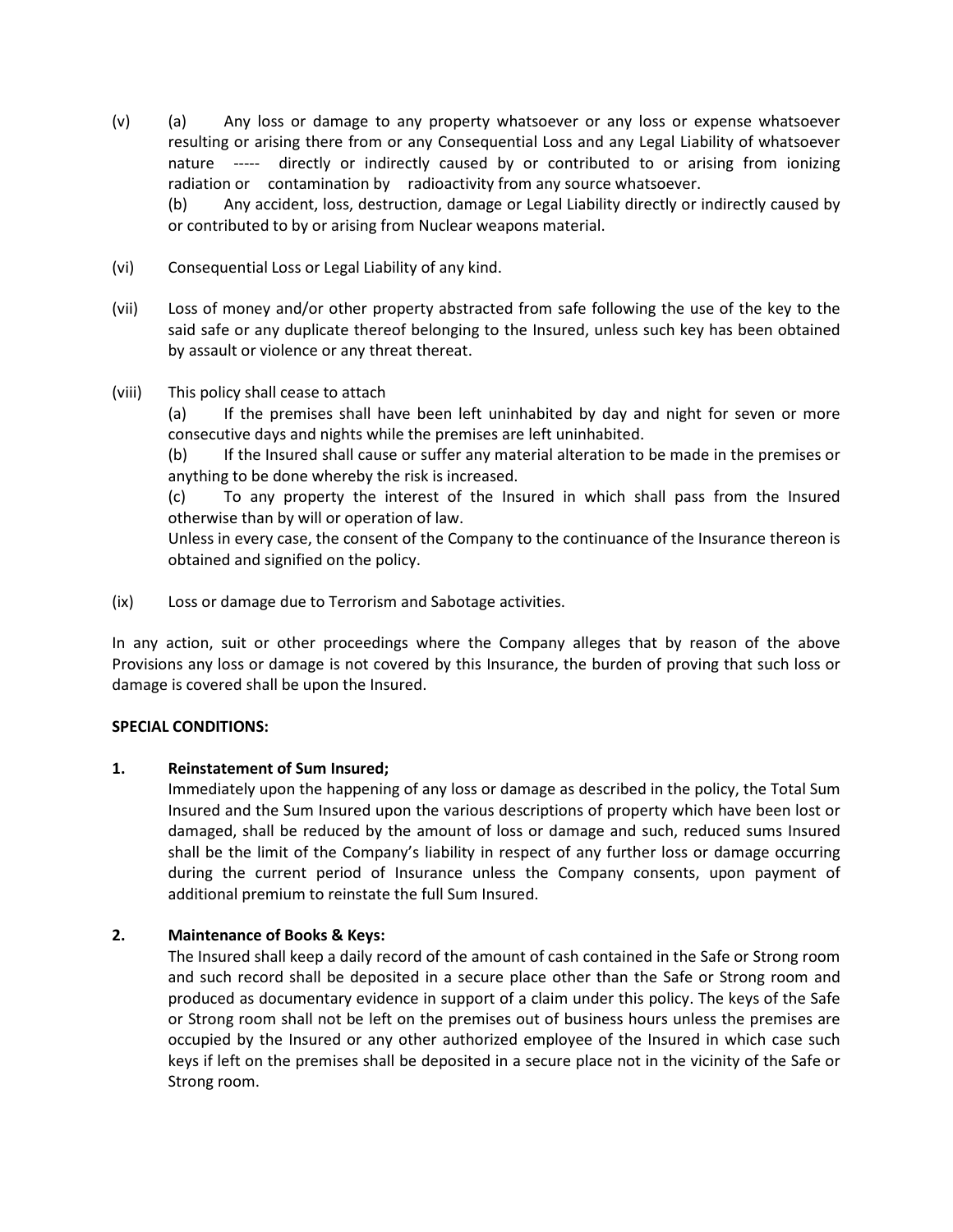(v) (a) Any loss or damage to any property whatsoever or any loss or expense whatsoever resulting or arising there from or any Consequential Loss and any Legal Liability of whatsoever nature ----- directly or indirectly caused by or contributed to or arising from ionizing radiation or contamination by radioactivity from any source whatsoever.

(b) Any accident, loss, destruction, damage or Legal Liability directly or indirectly caused by or contributed to by or arising from Nuclear weapons material.

(vi) Consequential Loss or Legal Liability of any kind.

(vii) Loss of money and/or other property abstracted from safe following the use of the key to the said safe or any duplicate thereof belonging to the Insured, unless such key has been obtained by assault or violence or any threat thereat.

(viii) This policy shall cease to attach

(a) If the premises shall have been left uninhabited by day and night for seven or more consecutive days and nights while the premises are left uninhabited.

(b) If the Insured shall cause or suffer any material alteration to be made in the premises or anything to be done whereby the risk is increased.

(c) To any property the interest of the Insured in which shall pass from the Insured otherwise than by will or operation of law.

Unless in every case, the consent of the Company to the continuance of the Insurance thereon is obtained and signified on the policy.

(ix) Loss or damage due to Terrorism and Sabotage activities.

In any action, suit or other proceedings where the Company alleges that by reason of the above Provisions any loss or damage is not covered by this Insurance, the burden of proving that such loss or damage is covered shall be upon the Insured.

**SPECIAL CONDITIONS:**

**1. Reinstatement of Sum Insured;**

Immediately upon the happening of any loss or damage as described in the policy, the Total Sum Insured and the Sum Insured upon the various descriptions of property which have been lost or damaged, shall be reduced by the amount of loss or damage and such, reduced sums Insured shall be the limit of the Company's liability in respect of any further loss or damage occurring during the current period of Insurance unless the Company consents, upon payment of additional premium to reinstate the full Sum Insured.

**2. Maintenance of Books & Keys:**

The Insured shall keep a daily record of the amount of cash contained in the Safe or Strong room and such record shall be deposited in a secure place other than the Safe or Strong room and produced as documentary evidence in support of a claim under this policy. The keys of the Safe or Strong room shall not be left on the premises out of business hours unless the premises are occupied by the Insured or any other authorized employee of the Insured in which case such keys if left on the premises shall be deposited in a secure place not in the vicinity of the Safe or Strong room.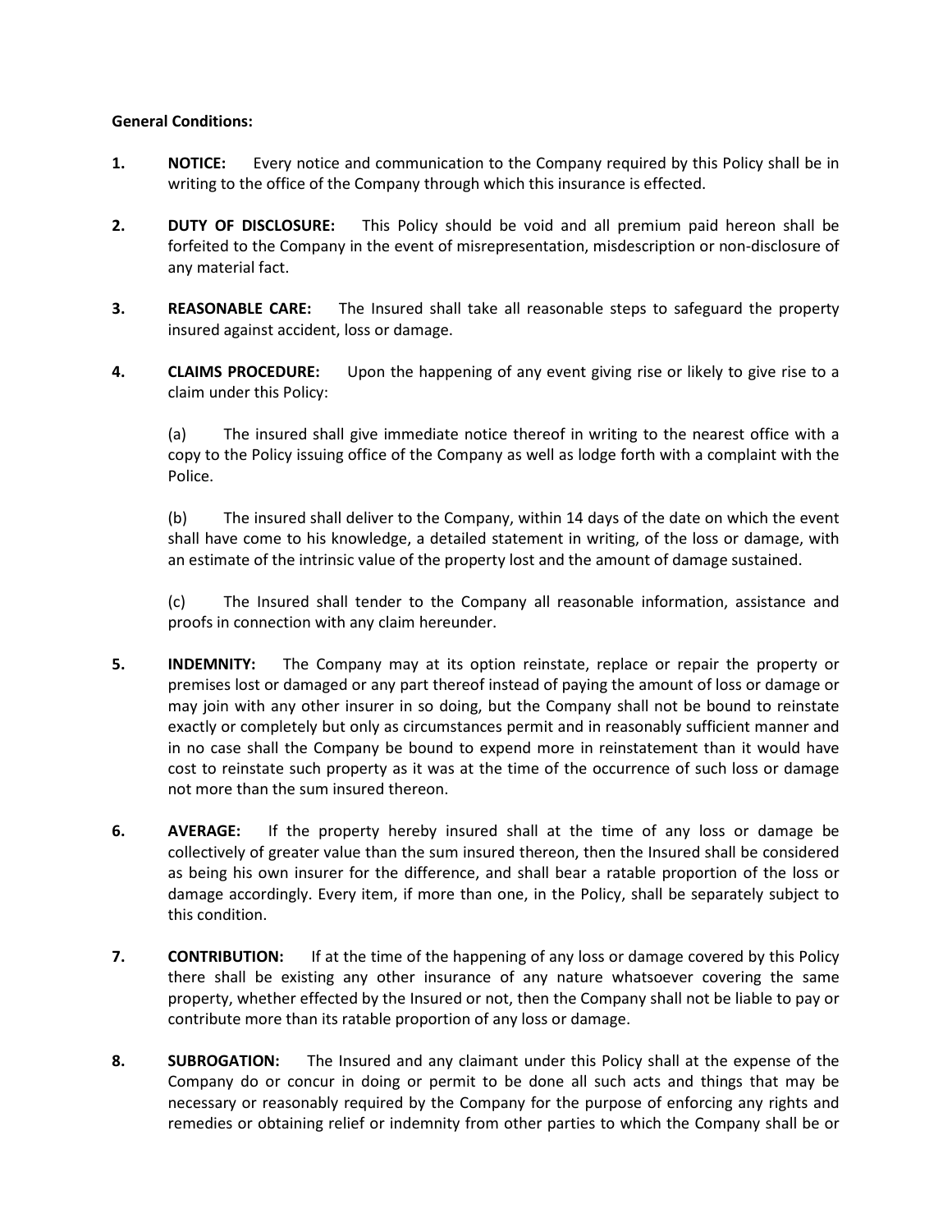**General Conditions:**

1. **NOTICE:** Every notice and communication to the Company required by this Policy shall be in writing to the office of the Company through which this insurance is effected.

2. **DUTY OF DISCLOSURE:** This Policy should be void and all premium paid hereon shall be forfeited to the Company in the event of misrepresentation, misdescription or non-disclosure of any material fact.

3. **REASONABLE CARE:** The Insured shall take all reasonable steps to safeguard the property insured against accident, loss or damage.

4. **CLAIMS PROCEDURE:** Upon the happening of any event giving rise or likely to give rise to a claim under this Policy:

   (a) The insured shall give immediate notice thereof in writing to the nearest office with a copy to the Policy issuing office of the Company as well as lodge forth with a complaint with the Police.

   (b) The insured shall deliver to the Company, within 14 days of the date on which the event shall have come to his knowledge, a detailed statement in writing, of the loss or damage, with an estimate of the intrinsic value of the property lost and the amount of damage sustained.

   (c) The Insured shall tender to the Company all reasonable information, assistance and proofs in connection with any claim hereunder.

5. **INDEMNITY:** The Company may at its option reinstate, replace or repair the property or premises lost or damaged or any part thereof instead of paying the amount of loss or damage or may join with any other insurer in so doing, but the Company shall not be bound to reinstate exactly or completely but only as circumstances permit and in reasonably sufficient manner and in no case shall the Company be bound to expend more in reinstatement than it would have cost to reinstate such property as it was at the time of the occurrence of such loss or damage not more than the sum insured thereon.

6. **AVERAGE:** If the property hereby insured shall at the time of any loss or damage be collectively of greater value than the sum insured thereon, then the Insured shall be considered as being his own insurer for the difference, and shall bear a ratable proportion of the loss or damage accordingly. Every item, if more than one, in the Policy, shall be separately subject to this condition.

7. **CONTRIBUTION:** If at the time of the happening of any loss or damage covered by this Policy there shall be existing any other insurance of any nature whatsoever covering the same property, whether effected by the Insured or not, then the Company shall not be liable to pay or contribute more than its ratable proportion of any loss or damage.

8. **SUBROGATION:** The Insured and any claimant under this Policy shall at the expense of the Company do or concur in doing or permit to be done all such acts and things that may be necessary or reasonably required by the Company for the purpose of enforcing any rights and remedies or obtaining relief or indemnity from other parties to which the Company shall be or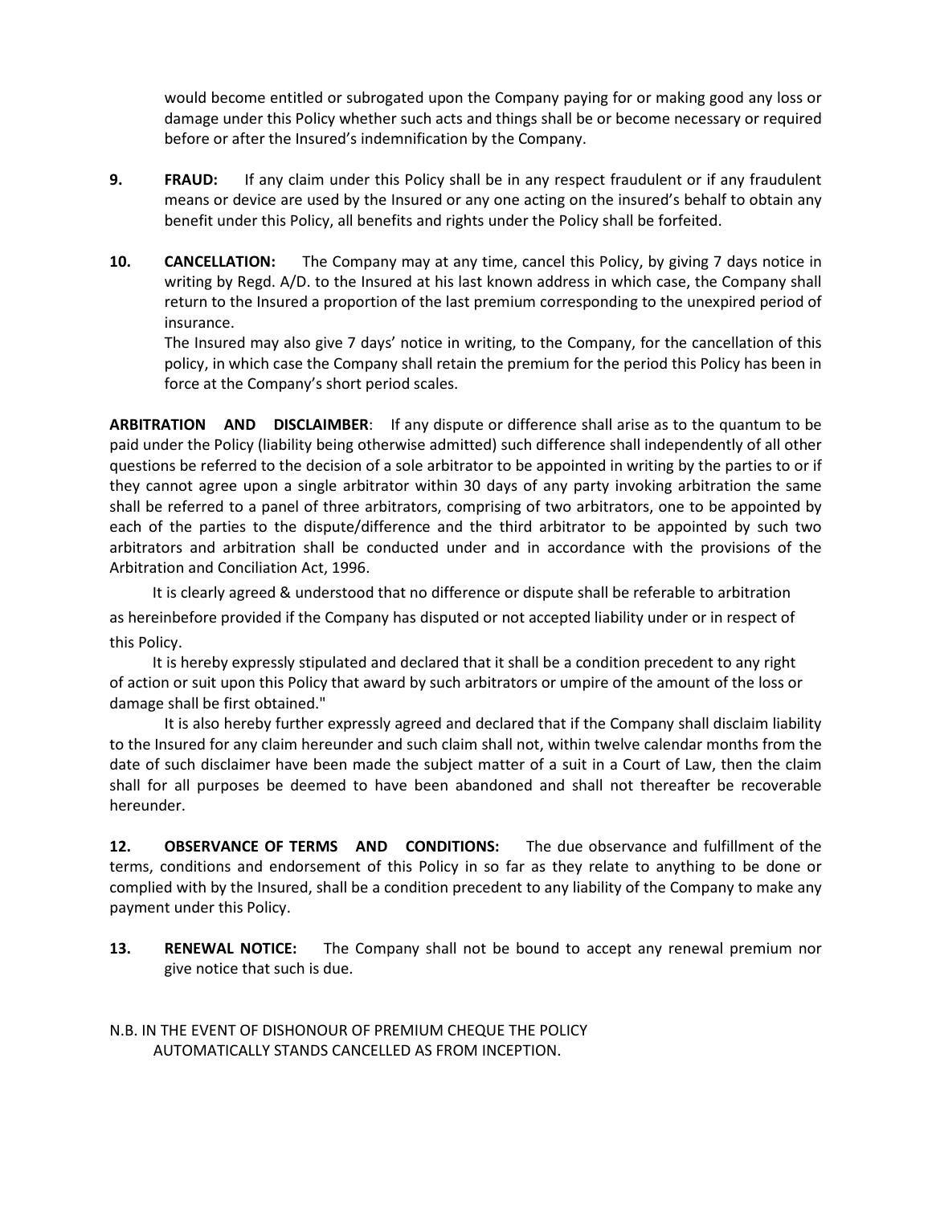would become entitled or subrogated upon the Company paying for or making good any loss or damage under this Policy whether such acts and things shall be or become necessary or required before or after the Insured's indemnification by the Company.

**9. FRAUD:** If any claim under this Policy shall be in any respect fraudulent or if any fraudulent means or device are used by the Insured or any one acting on the insured's behalf to obtain any benefit under this Policy, all benefits and rights under the Policy shall be forfeited.

**10. CANCELLATION:** The Company may at any time, cancel this Policy, by giving 7 days notice in writing by Regd. A/D. to the Insured at his last known address in which case, the Company shall return to the Insured a proportion of the last premium corresponding to the unexpired period of insurance.

The Insured may also give 7 days' notice in writing, to the Company, for the cancellation of this policy, in which case the Company shall retain the premium for the period this Policy has been in force at the Company's short period scales.

**ARBITRATION AND DISCLAIMBER**: If any dispute or difference shall arise as to the quantum to be paid under the Policy (liability being otherwise admitted) such difference shall independently of all other questions be referred to the decision of a sole arbitrator to be appointed in writing by the parties to or if they cannot agree upon a single arbitrator within 30 days of any party invoking arbitration the same shall be referred to a panel of three arbitrators, comprising of two arbitrators, one to be appointed by each of the parties to the dispute/difference and the third arbitrator to be appointed by such two arbitrators and arbitration shall be conducted under and in accordance with the provisions of the Arbitration and Conciliation Act, 1996.

It is clearly agreed & understood that no difference or dispute shall be referable to arbitration as hereinbefore provided if the Company has disputed or not accepted liability under or in respect of this Policy.

It is hereby expressly stipulated and declared that it shall be a condition precedent to any right of action or suit upon this Policy that award by such arbitrators or umpire of the amount of the loss or damage shall be first obtained."

It is also hereby further expressly agreed and declared that if the Company shall disclaim liability to the Insured for any claim hereunder and such claim shall not, within twelve calendar months from the date of such disclaimer have been made the subject matter of a suit in a Court of Law, then the claim shall for all purposes be deemed to have been abandoned and shall not thereafter be recoverable hereunder.

**12. OBSERVANCE OF TERMS AND CONDITIONS:** The due observance and fulfillment of the terms, conditions and endorsement of this Policy in so far as they relate to anything to be done or complied with by the Insured, shall be a condition precedent to any liability of the Company to make any payment under this Policy.

**13. RENEWAL NOTICE:** The Company shall not be bound to accept any renewal premium nor give notice that such is due.

N.B. IN THE EVENT OF DISHONOUR OF PREMIUM CHEQUE THE POLICY AUTOMATICALLY STANDS CANCELLED AS FROM INCEPTION.